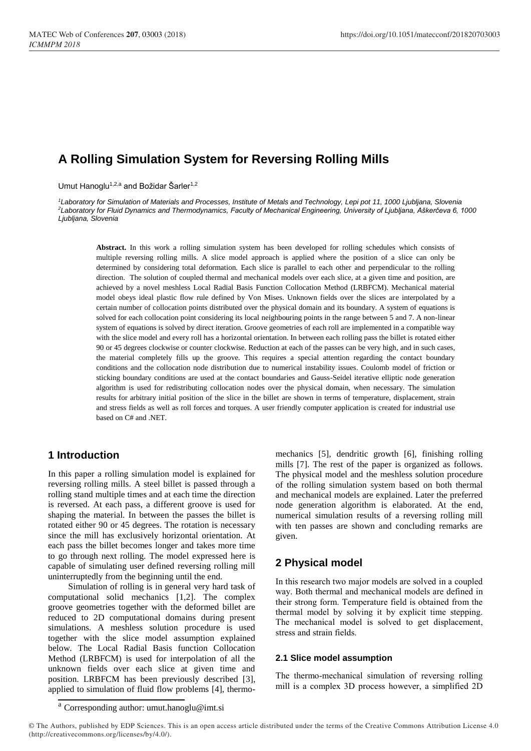# A Rolling Simulation System for Reversing Rolling Mills

Umut Hanoglu[1,2,a] and Božidar Šarler[1,2]

[1]Laboratory for Simulation of Materials and Processes, Institute of Metals and Technology, Lepi pot 11, 1000 Ljubljana, Slovenia
[2]Laboratory for Fluid Dynamics and Thermodynamics, Faculty of Mechanical Engineering, University of Ljubljana, Aškerčeva 6, 1000 Ljubljana, Slovenia

**Abstract.** In this work a rolling simulation system has been developed for rolling schedules which consists of multiple reversing rolling mills. A slice model approach is applied where the position of a slice can only be determined by considering total deformation. Each slice is parallel to each other and perpendicular to the rolling direction. The solution of coupled thermal and mechanical models over each slice, at a given time and position, are achieved by a novel meshless Local Radial Basis Function Collocation Method (LRBFCM). Mechanical material model obeys ideal plastic flow rule defined by Von Mises. Unknown fields over the slices are interpolated by a certain number of collocation points distributed over the physical domain and its boundary. A system of equations is solved for each collocation point considering its local neighbouring points in the range between 5 and 7. A non-linear system of equations is solved by direct iteration. Groove geometries of each roll are implemented in a compatible way with the slice model and every roll has a horizontal orientation. In between each rolling pass the billet is rotated either 90 or 45 degrees clockwise or counter clockwise. Reduction at each of the passes can be very high, and in such cases, the material completely fills up the groove. This requires a special attention regarding the contact boundary conditions and the collocation node distribution due to numerical instability issues. Coulomb model of friction or sticking boundary conditions are used at the contact boundaries and Gauss-Seidel iterative elliptic node generation algorithm is used for redistributing collocation nodes over the physical domain, when necessary. The simulation results for arbitrary initial position of the slice in the billet are shown in terms of temperature, displacement, strain and stress fields as well as roll forces and torques. A user friendly computer application is created for industrial use based on C# and .NET.

## 1 Introduction

In this paper a rolling simulation model is explained for reversing rolling mills. A steel billet is passed through a rolling stand multiple times and at each time the direction is reversed. At each pass, a different groove is used for shaping the material. In between the passes the billet is rotated either 90 or 45 degrees. The rotation is necessary since the mill has exclusively horizontal orientation. At each pass the billet becomes longer and takes more time to go through next rolling. The model expressed here is capable of simulating user defined reversing rolling mill uninterruptedly from the beginning until the end.

Simulation of rolling is in general very hard task of computational solid mechanics [1,2]. The complex groove geometries together with the deformed billet are reduced to 2D computational domains during present simulations. A meshless solution procedure is used together with the slice model assumption explained below. The Local Radial Basis function Collocation Method (LRBFCM) is used for interpolation of all the unknown fields over each slice at given time and position. LRBFCM has been previously described [3], applied to simulation of fluid flow problems [4], thermo-mechanics [5], dendritic growth [6], finishing rolling mills [7]. The rest of the paper is organized as follows. The physical model and the meshless solution procedure of the rolling simulation system based on both thermal and mechanical models are explained. Later the preferred node generation algorithm is elaborated. At the end, numerical simulation results of a reversing rolling mill with ten passes are shown and concluding remarks are given.

## 2 Physical model

In this research two major models are solved in a coupled way. Both thermal and mechanical models are defined in their strong form. Temperature field is obtained from the thermal model by solving it by explicit time stepping. The mechanical model is solved to get displacement, stress and strain fields.

### 2.1 Slice model assumption

The thermo-mechanical simulation of reversing rolling mill is a complex 3D process however, a simplified 2D

[a] Corresponding author: umut.hanoglu@imt.si

© The Authors, published by EDP Sciences. This is an open access article distributed under the terms of the Creative Commons Attribution License 4.0 (http://creativecommons.org/licenses/by/4.0/).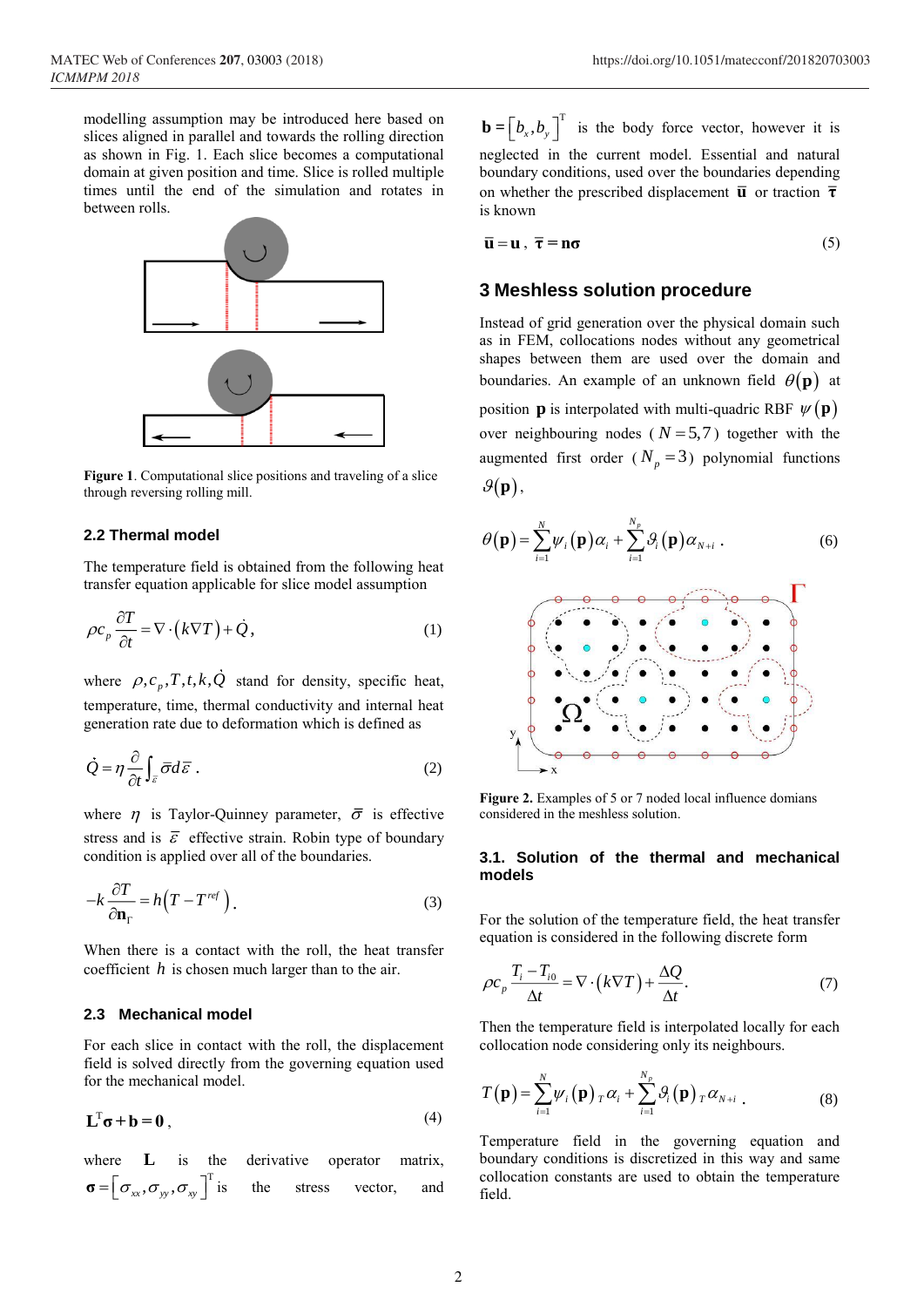modelling assumption may be introduced here based on slices aligned in parallel and towards the rolling direction as shown in Fig. 1. Each slice becomes a computational domain at given position and time. Slice is rolled multiple times until the end of the simulation and rotates in between rolls.

**Figure 1**. Computational slice positions and traveling of a slice through reversing rolling mill.

### 2.2 Thermal model

The temperature field is obtained from the following heat transfer equation applicable for slice model assumption

$$\rho c_p \frac{\partial T}{\partial t} = \nabla \cdot \left(k \nabla T\right) + \dot{Q}, \tag{1}$$

where $\rho, c_p, T, t, k, \dot{Q}$ stand for density, specific heat, temperature, time, thermal conductivity and internal heat generation rate due to deformation which is defined as

$$\dot{Q} = \eta \frac{\partial}{\partial t} \int_{\bar{\varepsilon}} \bar{\sigma} d\bar{\varepsilon} \,. \tag{2}$$

where $\eta$ is Taylor-Quinney parameter, $\bar{\sigma}$ is effective stress and is $\bar{\varepsilon}$ effective strain. Robin type of boundary condition is applied over all of the boundaries.

$$-k \frac{\partial T}{\partial \mathbf{n}_{\Gamma}} = h\left(T - T^{ref}\right). \tag{3}$$

When there is a contact with the roll, the heat transfer coefficient $h$ is chosen much larger than to the air.

### 2.3 Mechanical model

For each slice in contact with the roll, the displacement field is solved directly from the governing equation used for the mechanical model.

$$\mathbf{L}^{\mathrm{T}} \boldsymbol{\sigma} + \mathbf{b} = \mathbf{0}\,, \tag{4}$$

where $\mathbf{L}$ is the derivative operator matrix, $\boldsymbol{\sigma} = \left[\sigma_{xx}, \sigma_{yy}, \sigma_{xy}\right]^{\mathrm{T}}$ is the stress vector, and $\mathbf{b} = \left[b_x, b_y\right]^{\mathrm{T}}$ is the body force vector, however it is neglected in the current model. Essential and natural boundary conditions, used over the boundaries depending on whether the prescribed displacement $\bar{\mathbf{u}}$ or traction $\bar{\boldsymbol{\tau}}$ is known

$$\bar{\mathbf{u}} = \mathbf{u}\,, \;\; \bar{\boldsymbol{\tau}} = \mathbf{n}\boldsymbol{\sigma} \tag{5}$$

## 3 Meshless solution procedure

Instead of grid generation over the physical domain such as in FEM, collocations nodes without any geometrical shapes between them are used over the domain and boundaries. An example of an unknown field $\theta(\mathbf{p})$ at position $\mathbf{p}$ is interpolated with multi-quadric RBF $\psi(\mathbf{p})$ over neighbouring nodes ($N = 5,7$) together with the augmented first order ($N_p = 3$) polynomial functions $\vartheta(\mathbf{p})$,

$$\theta(\mathbf{p}) = \sum_{i=1}^{N} \psi_i(\mathbf{p}) \alpha_i + \sum_{i=1}^{N_p} \vartheta_i(\mathbf{p}) \alpha_{N+i} \,. \tag{6}$$

**Figure 2.** Examples of 5 or 7 noded local influence domians considered in the meshless solution.

### 3.1. Solution of the thermal and mechanical models

For the solution of the temperature field, the heat transfer equation is considered in the following discrete form

$$\rho c_p \frac{T_i - T_{i0}}{\Delta t} = \nabla \cdot \left(k \nabla T\right) + \frac{\Delta Q}{\Delta t}. \tag{7}$$

Then the temperature field is interpolated locally for each collocation node considering only its neighbours.

$$T(\mathbf{p}) = \sum_{i=1}^{N} \psi_i(\mathbf{p})\, {}_T\alpha_i + \sum_{i=1}^{N_p} \vartheta_i(\mathbf{p})\, {}_T\alpha_{N+i} \,. \tag{8}$$

Temperature field in the governing equation and boundary conditions is discretized in this way and same collocation constants are used to obtain the temperature field.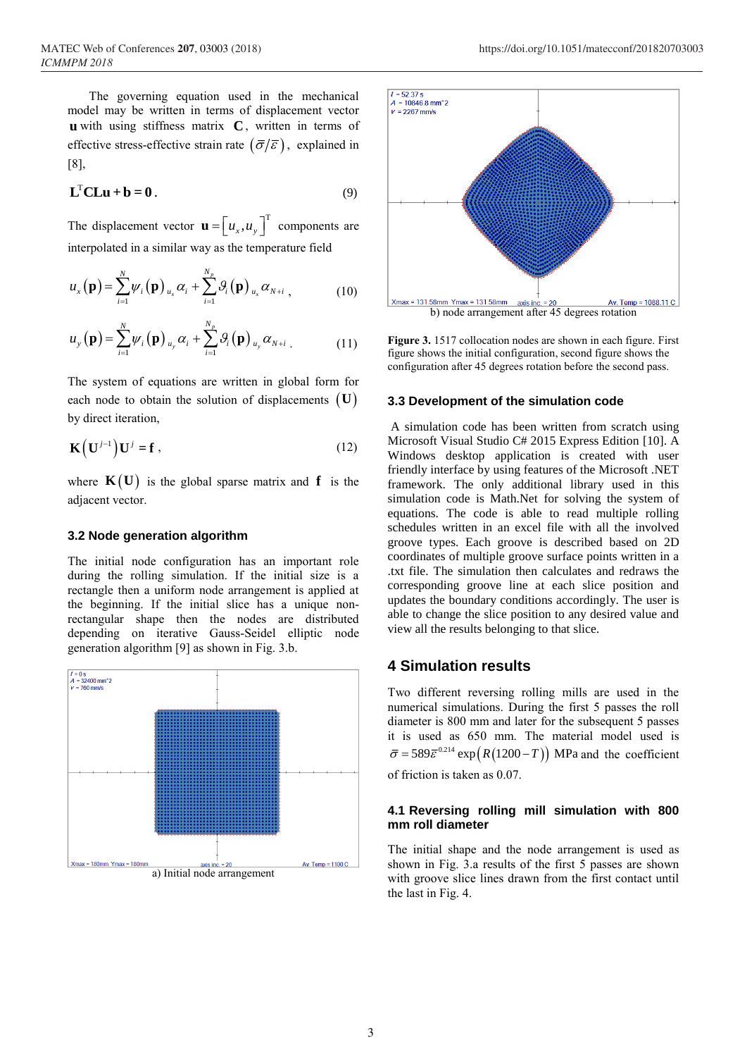The governing equation used in the mechanical model may be written in terms of displacement vector $\mathbf{u}$ with using stiffness matrix $\mathbf{C}$, written in terms of effective stress-effective strain rate $(\bar{\sigma}/\bar{\varepsilon})$, explained in [8],

$$\mathbf{L}^{\mathrm{T}}\mathbf{CLu}+\mathbf{b}=\mathbf{0}. \tag{9}$$

The displacement vector $\mathbf{u}=\left[u_x,u_y\right]^{\mathrm{T}}$ components are interpolated in a similar way as the temperature field

$$u_x(\mathbf{p})=\sum_{i=1}^{N}\psi_i(\mathbf{p})_{u_x}\alpha_i+\sum_{i=1}^{N_p}\vartheta_i(\mathbf{p})_{u_x}\alpha_{N+i}, \tag{10}$$

$$u_y(\mathbf{p})=\sum_{i=1}^{N}\psi_i(\mathbf{p})_{u_y}\alpha_i+\sum_{i=1}^{N_p}\vartheta_i(\mathbf{p})_{u_y}\alpha_{N+i}. \tag{11}$$

The system of equations are written in global form for each node to obtain the solution of displacements $(\mathbf{U})$ by direct iteration,

$$\mathbf{K}\left(\mathbf{U}^{j-1}\right)\mathbf{U}^{j}=\mathbf{f}, \tag{12}$$

where $\mathbf{K}(\mathbf{U})$ is the global sparse matrix and $\mathbf{f}$ is the adjacent vector.

### 3.2 Node generation algorithm

The initial node configuration has an important role during the rolling simulation. If the initial size is a rectangle then a uniform node arrangement is applied at the beginning. If the initial slice has a unique non-rectangular shape then the nodes are distributed depending on iterative Gauss-Seidel elliptic node generation algorithm [9] as shown in Fig. 3.b.

a) Initial node arrangement

b) node arrangement after 45 degrees rotation

**Figure 3.** 1517 collocation nodes are shown in each figure. First figure shows the initial configuration, second figure shows the configuration after 45 degrees rotation before the second pass.

### 3.3 Development of the simulation code

A simulation code has been written from scratch using Microsoft Visual Studio C# 2015 Express Edition [10]. A Windows desktop application is created with user friendly interface by using features of the Microsoft .NET framework. The only additional library used in this simulation code is Math.Net for solving the system of equations. The code is able to read multiple rolling schedules written in an excel file with all the involved groove types. Each groove is described based on 2D coordinates of multiple groove surface points written in a .txt file. The simulation then calculates and redraws the corresponding groove line at each slice position and updates the boundary conditions accordingly. The user is able to change the slice position to any desired value and view all the results belonging to that slice.

## 4 Simulation results

Two different reversing rolling mills are used in the numerical simulations. During the first 5 passes the roll diameter is 800 mm and later for the subsequent 5 passes it is used as 650 mm. The material model used is $\bar{\sigma}=589\bar{\varepsilon}^{0.214}\exp\left(R\left(1200-T\right)\right)$ MPa and the coefficient of friction is taken as 0.07.

### 4.1 Reversing rolling mill simulation with 800 mm roll diameter

The initial shape and the node arrangement is used as shown in Fig. 3.a results of the first 5 passes are shown with groove slice lines drawn from the first contact until the last in Fig. 4.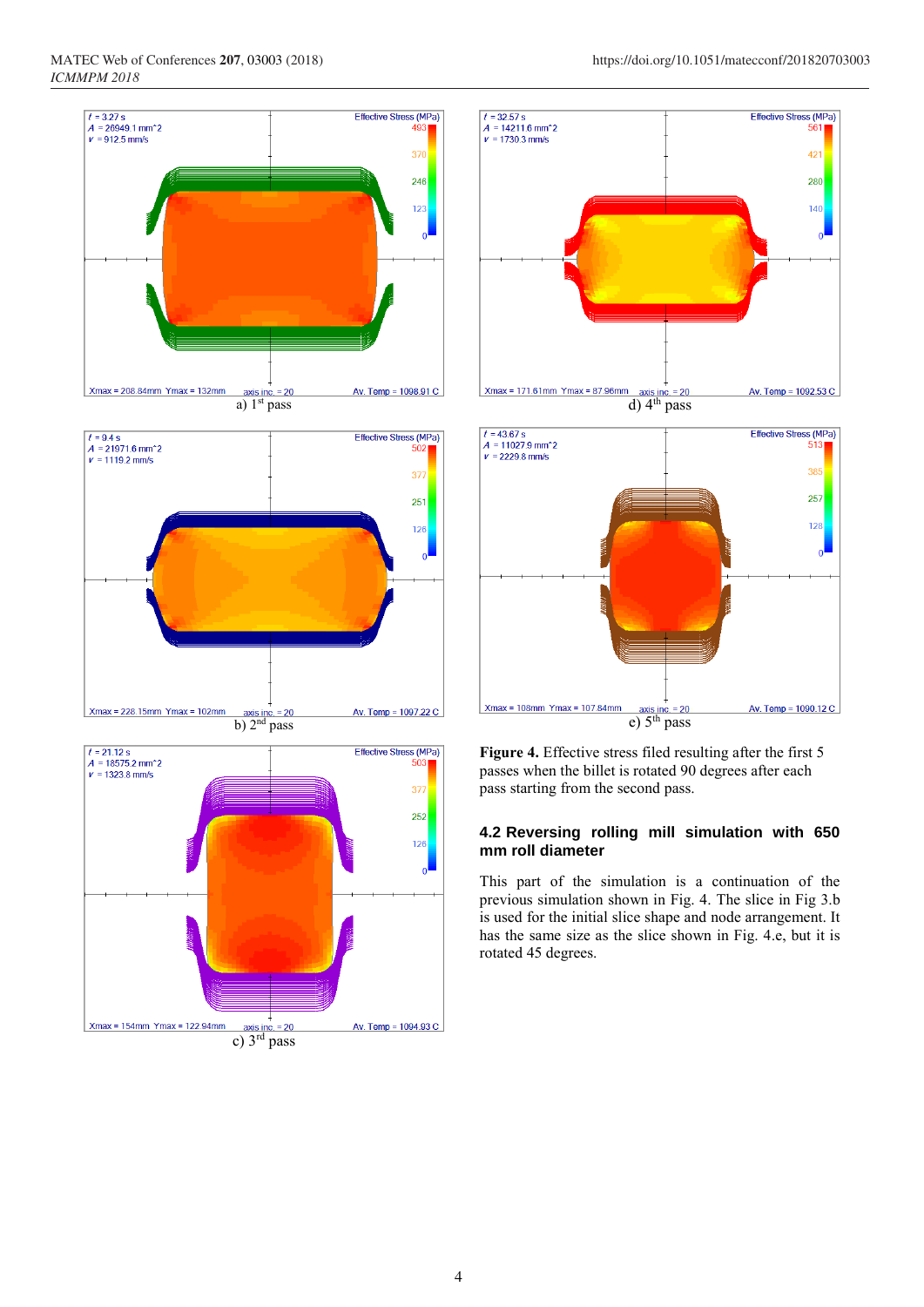a) 1st pass

b) 2nd pass

c) 3rd pass

d) 4th pass

e) 5th pass

**Figure 4.** Effective stress filed resulting after the first 5 passes when the billet is rotated 90 degrees after each pass starting from the second pass.

### 4.2 Reversing rolling mill simulation with 650 mm roll diameter

This part of the simulation is a continuation of the previous simulation shown in Fig. 4. The slice in Fig 3.b is used for the initial slice shape and node arrangement. It has the same size as the slice shown in Fig. 4.e, but it is rotated 45 degrees.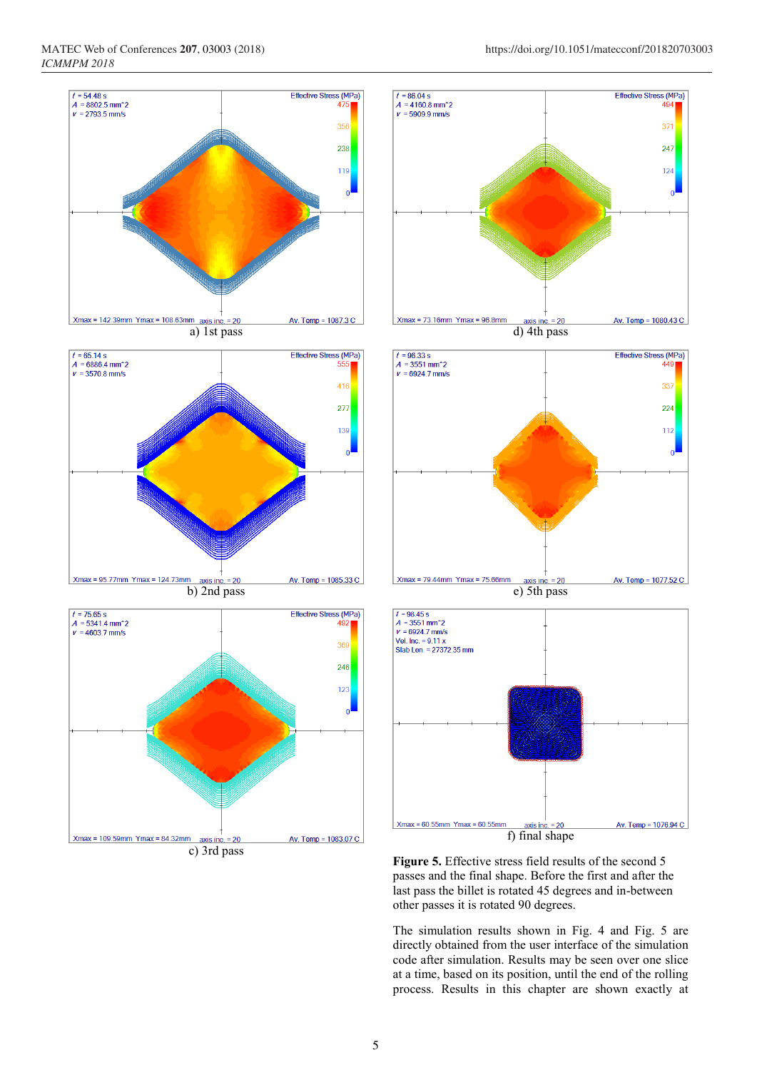a) 1st pass

d) 4th pass

b) 2nd pass

e) 5th pass

c) 3rd pass

f) final shape

**Figure 5.** Effective stress field results of the second 5 passes and the final shape. Before the first and after the last pass the billet is rotated 45 degrees and in-between other passes it is rotated 90 degrees.

The simulation results shown in Fig. 4 and Fig. 5 are directly obtained from the user interface of the simulation code after simulation. Results may be seen over one slice at a time, based on its position, until the end of the rolling process. Results in this chapter are shown exactly at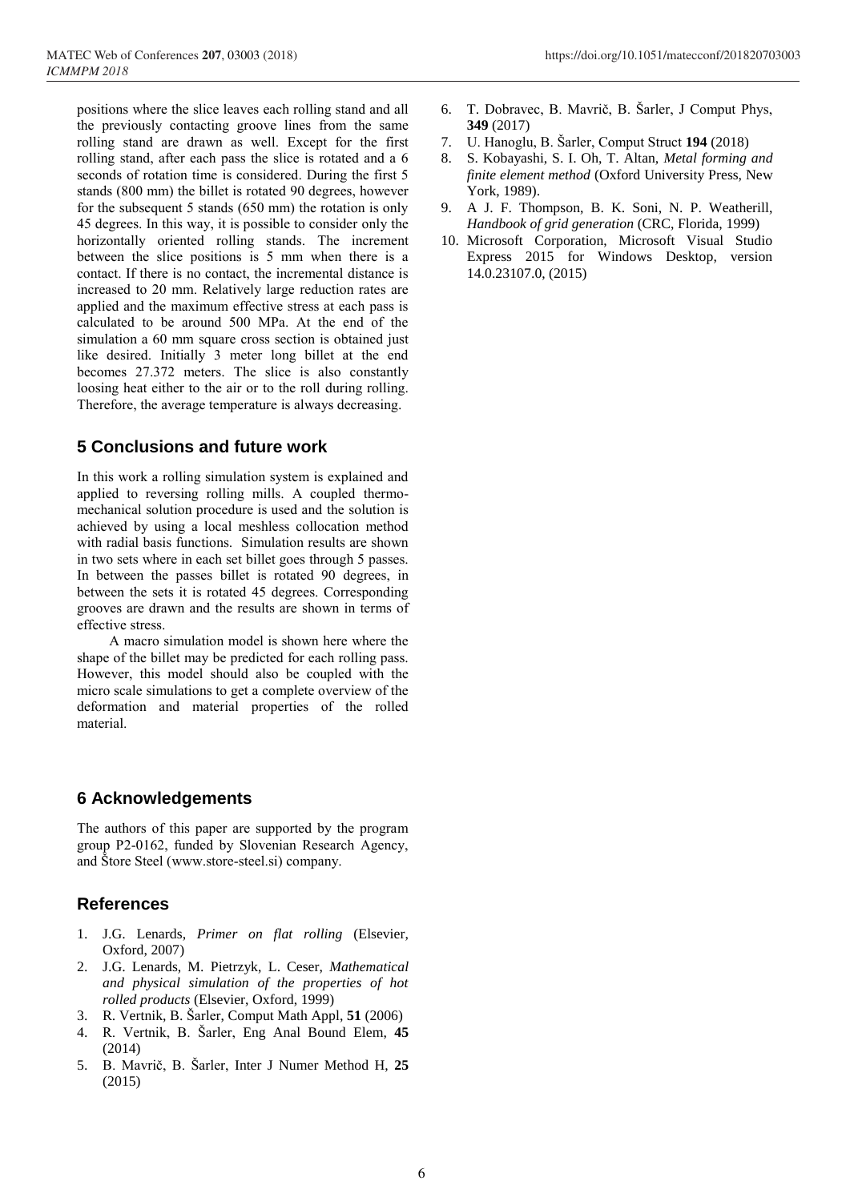positions where the slice leaves each rolling stand and all the previously contacting groove lines from the same rolling stand are drawn as well. Except for the first rolling stand, after each pass the slice is rotated and a 6 seconds of rotation time is considered. During the first 5 stands (800 mm) the billet is rotated 90 degrees, however for the subsequent 5 stands (650 mm) the rotation is only 45 degrees. In this way, it is possible to consider only the horizontally oriented rolling stands. The increment between the slice positions is 5 mm when there is a contact. If there is no contact, the incremental distance is increased to 20 mm. Relatively large reduction rates are applied and the maximum effective stress at each pass is calculated to be around 500 MPa. At the end of the simulation a 60 mm square cross section is obtained just like desired. Initially 3 meter long billet at the end becomes 27.372 meters. The slice is also constantly loosing heat either to the air or to the roll during rolling. Therefore, the average temperature is always decreasing.

## 5 Conclusions and future work

In this work a rolling simulation system is explained and applied to reversing rolling mills. A coupled thermo-mechanical solution procedure is used and the solution is achieved by using a local meshless collocation method with radial basis functions. Simulation results are shown in two sets where in each set billet goes through 5 passes. In between the passes billet is rotated 90 degrees, in between the sets it is rotated 45 degrees. Corresponding grooves are drawn and the results are shown in terms of effective stress.

A macro simulation model is shown here where the shape of the billet may be predicted for each rolling pass. However, this model should also be coupled with the micro scale simulations to get a complete overview of the deformation and material properties of the rolled material.

## 6 Acknowledgements

The authors of this paper are supported by the program group P2-0162, funded by Slovenian Research Agency, and Štore Steel (www.store-steel.si) company.

## References

1. J.G. Lenards, *Primer on flat rolling* (Elsevier, Oxford, 2007)
2. J.G. Lenards, M. Pietrzyk, L. Ceser, *Mathematical and physical simulation of the properties of hot rolled products* (Elsevier, Oxford, 1999)
3. R. Vertnik, B. Šarler, Comput Math Appl, **51** (2006)
4. R. Vertnik, B. Šarler, Eng Anal Bound Elem, **45** (2014)
5. B. Mavrič, B. Šarler, Inter J Numer Method H, **25** (2015)
6. T. Dobravec, B. Mavrič, B. Šarler, J Comput Phys, **349** (2017)
7. U. Hanoglu, B. Šarler, Comput Struct **194** (2018)
8. S. Kobayashi, S. I. Oh, T. Altan, *Metal forming and finite element method* (Oxford University Press, New York, 1989).
9. A J. F. Thompson, B. K. Soni, N. P. Weatherill, *Handbook of grid generation* (CRC, Florida, 1999)
10. Microsoft Corporation, Microsoft Visual Studio Express 2015 for Windows Desktop, version 14.0.23107.0, (2015)